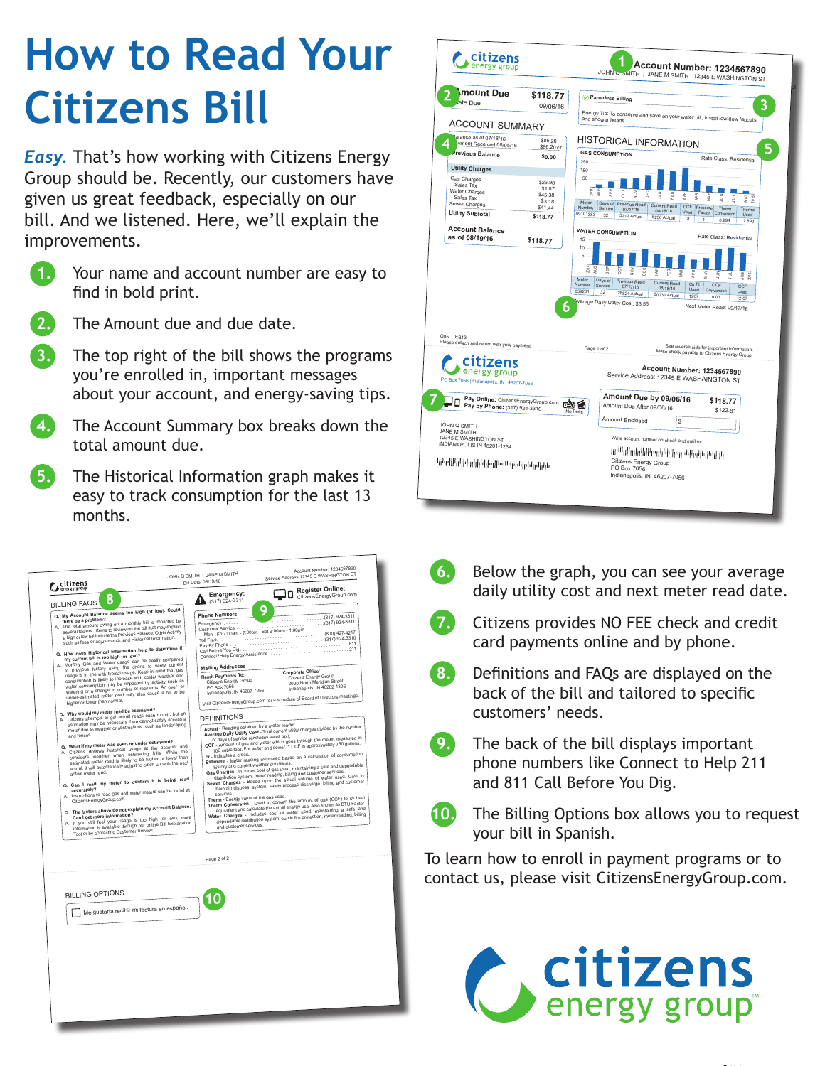# How to Read Your Citizens Bill

*Easy.* That's how working with Citizens Energy Group should be. Recently, our customers have given us great feedback, especially on our bill. And we listened. Here, we'll explain the improvements.

1. Your name and account number are easy to find in bold print.
2. The Amount due and due date.
3. The top right of the bill shows the programs you're enrolled in, important messages about your account, and energy-saving tips.
4. The Account Summary box breaks down the total amount due.
5. The Historical Information graph makes it easy to track consumption for the last 13 months.
6. Below the graph, you can see your average daily utility cost and next meter read date.
7. Citizens provides NO FEE check and credit card payments online and by phone.
8. Definitions and FAQs are displayed on the back of the bill and tailored to specific customers' needs.
9. The back of the bill displays important phone numbers like Connect to Help 211 and 811 Call Before You Dig.
10. The Billing Options box allows you to request your bill in Spanish.

To learn how to enroll in payment programs or to contact us, please visit CitizensEnergyGroup.com.

citizens energy group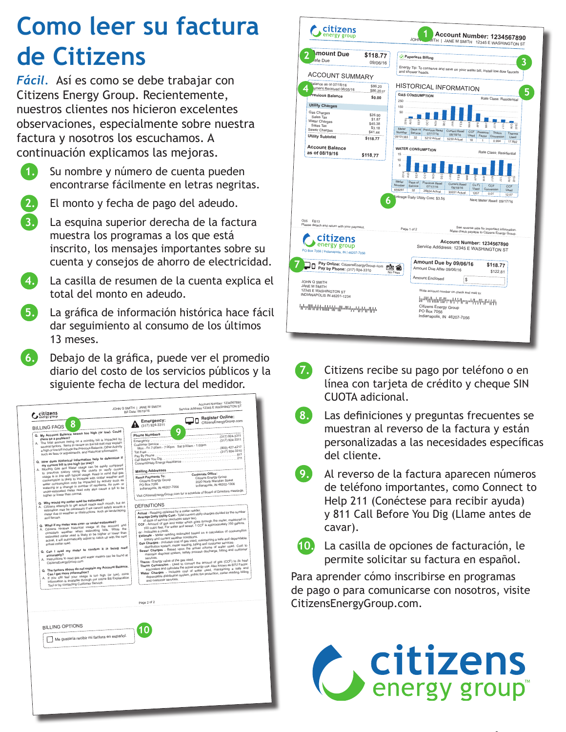# Como leer su factura de Citizens

***Fácil.*** Así es como se debe trabajar con Citizens Energy Group. Recientemente, nuestros clientes nos hicieron excelentes observaciones, especialmente sobre nuestra factura y nosotros los escuchamos. A continuación explicamos las mejoras.

1. Su nombre y número de cuenta pueden encontrarse fácilmente en letras negritas.
2. El monto y fecha de pago del adeudo.
3. La esquina superior derecha de la factura muestra los programas a los que está inscrito, los mensajes importantes sobre su cuenta y consejos de ahorro de electricidad.
4. La casilla de resumen de la cuenta explica el total del monto en adeudo.
5. La gráfica de información histórica hace fácil dar seguimiento al consumo de los últimos 13 meses.
6. Debajo de la gráfica, puede ver el promedio diario del costo de los servicios públicos y la siguiente fecha de lectura del medidor.
7. Citizens recibe su pago por teléfono o en línea con tarjeta de crédito y cheque SIN CUOTA adicional.
8. Las definiciones y preguntas frecuentes se muestran al reverso de la factura y están personalizadas a las necesidades específicas del cliente.
9. Al reverso de la factura aparecen números de teléfono importantes, como Connect to Help 211 (Conéctese para recibir ayuda) y 811 Call Before You Dig (Llame antes de cavar).
10. La casilla de opciones de facturación, le permite solicitar su factura en español.

Para aprender cómo inscribirse en programas de pago o para comunicarse con nosotros, visite CitizensEnergyGroup.com.

citizens energy group™